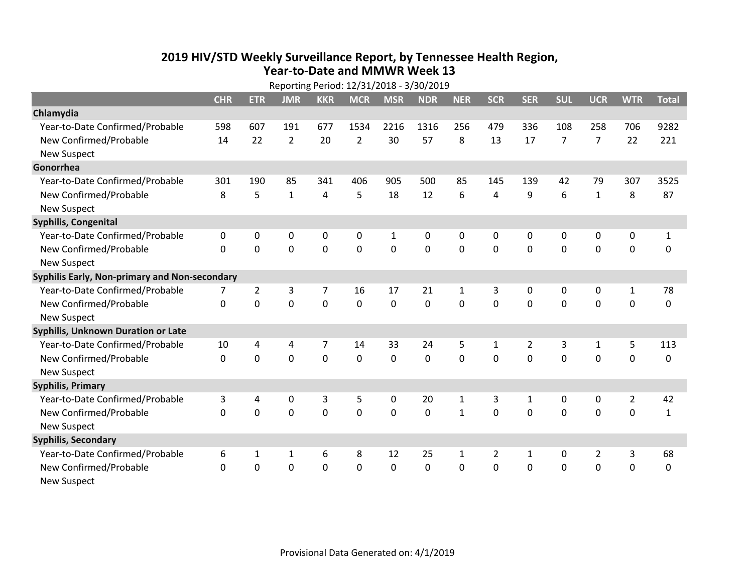# 2019 HIV/STD Weekly Surveillance Report, by Tennessee Health Region, Year-to-Date and MMWR Week 13

Reporting Period: 12/31/2018 - 3/30/2019

| | CHR | ETR | JMR | KKR | MCR | MSR | NDR | NER | SCR | SER | SUL | UCR | WTR | Total |
|---|---|---|---|---|---|---|---|---|---|---|---|---|---|---|
| **Chlamydia** | | | | | | | | | | | | | | |
| Year-to-Date Confirmed/Probable | 598 | 607 | 191 | 677 | 1534 | 2216 | 1316 | 256 | 479 | 336 | 108 | 258 | 706 | 9282 |
| New Confirmed/Probable | 14 | 22 | 2 | 20 | 2 | 30 | 57 | 8 | 13 | 17 | 7 | 7 | 22 | 221 |
| New Suspect | | | | | | | | | | | | | | |
| **Gonorrhea** | | | | | | | | | | | | | | |
| Year-to-Date Confirmed/Probable | 301 | 190 | 85 | 341 | 406 | 905 | 500 | 85 | 145 | 139 | 42 | 79 | 307 | 3525 |
| New Confirmed/Probable | 8 | 5 | 1 | 4 | 5 | 18 | 12 | 6 | 4 | 9 | 6 | 1 | 8 | 87 |
| New Suspect | | | | | | | | | | | | | | |
| **Syphilis, Congenital** | | | | | | | | | | | | | | |
| Year-to-Date Confirmed/Probable | 0 | 0 | 0 | 0 | 0 | 1 | 0 | 0 | 0 | 0 | 0 | 0 | 0 | 1 |
| New Confirmed/Probable | 0 | 0 | 0 | 0 | 0 | 0 | 0 | 0 | 0 | 0 | 0 | 0 | 0 | 0 |
| New Suspect | | | | | | | | | | | | | | |
| **Syphilis Early, Non-primary and Non-secondary** | | | | | | | | | | | | | | |
| Year-to-Date Confirmed/Probable | 7 | 2 | 3 | 7 | 16 | 17 | 21 | 1 | 3 | 0 | 0 | 0 | 1 | 78 |
| New Confirmed/Probable | 0 | 0 | 0 | 0 | 0 | 0 | 0 | 0 | 0 | 0 | 0 | 0 | 0 | 0 |
| New Suspect | | | | | | | | | | | | | | |
| **Syphilis, Unknown Duration or Late** | | | | | | | | | | | | | | |
| Year-to-Date Confirmed/Probable | 10 | 4 | 4 | 7 | 14 | 33 | 24 | 5 | 1 | 2 | 3 | 1 | 5 | 113 |
| New Confirmed/Probable | 0 | 0 | 0 | 0 | 0 | 0 | 0 | 0 | 0 | 0 | 0 | 0 | 0 | 0 |
| New Suspect | | | | | | | | | | | | | | |
| **Syphilis, Primary** | | | | | | | | | | | | | | |
| Year-to-Date Confirmed/Probable | 3 | 4 | 0 | 3 | 5 | 0 | 20 | 1 | 3 | 1 | 0 | 0 | 2 | 42 |
| New Confirmed/Probable | 0 | 0 | 0 | 0 | 0 | 0 | 0 | 1 | 0 | 0 | 0 | 0 | 0 | 1 |
| New Suspect | | | | | | | | | | | | | | |
| **Syphilis, Secondary** | | | | | | | | | | | | | | |
| Year-to-Date Confirmed/Probable | 6 | 1 | 1 | 6 | 8 | 12 | 25 | 1 | 2 | 1 | 0 | 2 | 3 | 68 |
| New Confirmed/Probable | 0 | 0 | 0 | 0 | 0 | 0 | 0 | 0 | 0 | 0 | 0 | 0 | 0 | 0 |
| New Suspect | | | | | | | | | | | | | | |

Provisional Data Generated on: 4/1/2019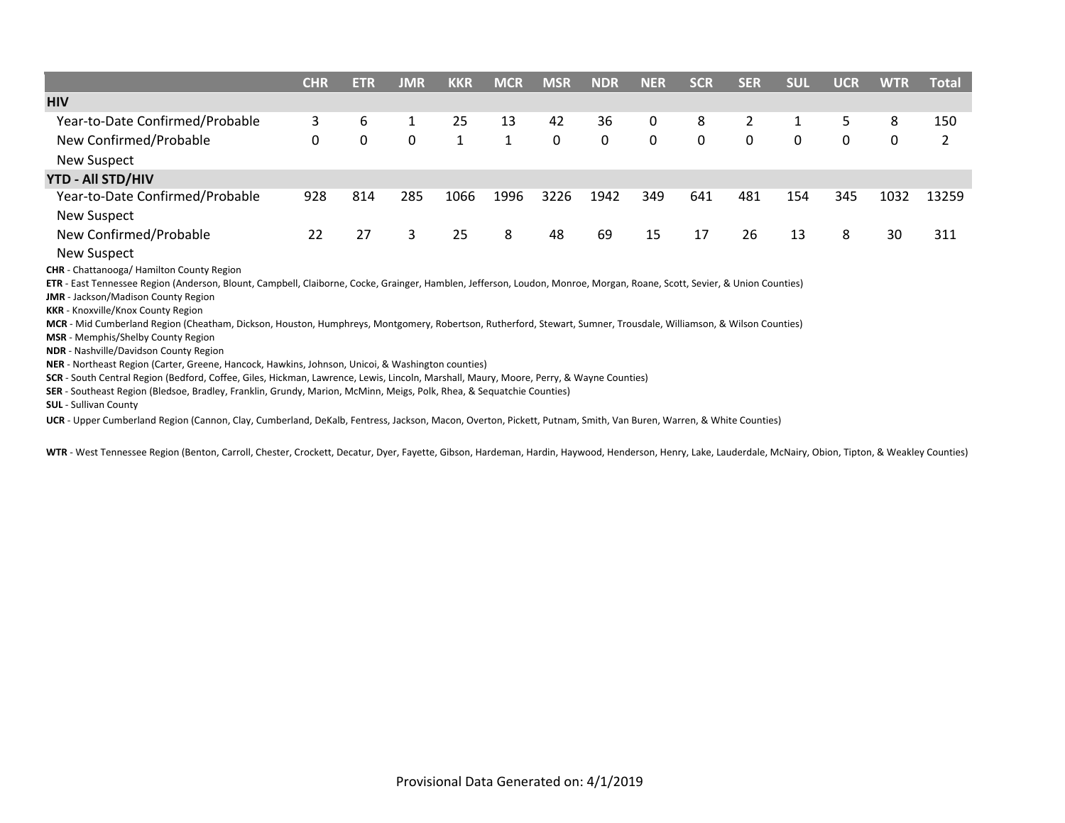| | CHR | ETR | JMR | KKR | MCR | MSR | NDR | NER | SCR | SER | SUL | UCR | WTR | Total |
|---|---|---|---|---|---|---|---|---|---|---|---|---|---|---|
| **HIV** | | | | | | | | | | | | | | |
| Year-to-Date Confirmed/Probable | 3 | 6 | 1 | 25 | 13 | 42 | 36 | 0 | 8 | 2 | 1 | 5 | 8 | 150 |
| New Confirmed/Probable | 0 | 0 | 0 | 1 | 1 | 0 | 0 | 0 | 0 | 0 | 0 | 0 | 0 | 2 |
| New Suspect | | | | | | | | | | | | | | |
| **YTD - All STD/HIV** | | | | | | | | | | | | | | |
| Year-to-Date Confirmed/Probable | 928 | 814 | 285 | 1066 | 1996 | 3226 | 1942 | 349 | 641 | 481 | 154 | 345 | 1032 | 13259 |
| New Suspect | | | | | | | | | | | | | | |
| New Confirmed/Probable | 22 | 27 | 3 | 25 | 8 | 48 | 69 | 15 | 17 | 26 | 13 | 8 | 30 | 311 |
| New Suspect | | | | | | | | | | | | | | |

**CHR** - Chattanooga/ Hamilton County Region

**ETR** - East Tennessee Region (Anderson, Blount, Campbell, Claiborne, Cocke, Grainger, Hamblen, Jefferson, Loudon, Monroe, Morgan, Roane, Scott, Sevier, & Union Counties)

**JMR** - Jackson/Madison County Region

**KKR** - Knoxville/Knox County Region

**MCR** - Mid Cumberland Region (Cheatham, Dickson, Houston, Humphreys, Montgomery, Robertson, Rutherford, Stewart, Sumner, Trousdale, Williamson, & Wilson Counties)

**MSR** - Memphis/Shelby County Region

**NDR** - Nashville/Davidson County Region

**NER** - Northeast Region (Carter, Greene, Hancock, Hawkins, Johnson, Unicoi, & Washington counties)

**SCR** - South Central Region (Bedford, Coffee, Giles, Hickman, Lawrence, Lewis, Lincoln, Marshall, Maury, Moore, Perry, & Wayne Counties)

**SER** - Southeast Region (Bledsoe, Bradley, Franklin, Grundy, Marion, McMinn, Meigs, Polk, Rhea, & Sequatchie Counties)

**SUL** - Sullivan County

**UCR** - Upper Cumberland Region (Cannon, Clay, Cumberland, DeKalb, Fentress, Jackson, Macon, Overton, Pickett, Putnam, Smith, Van Buren, Warren, & White Counties)

**WTR** - West Tennessee Region (Benton, Carroll, Chester, Crockett, Decatur, Dyer, Fayette, Gibson, Hardeman, Hardin, Haywood, Henderson, Henry, Lake, Lauderdale, McNairy, Obion, Tipton, & Weakley Counties)

Provisional Data Generated on: 4/1/2019